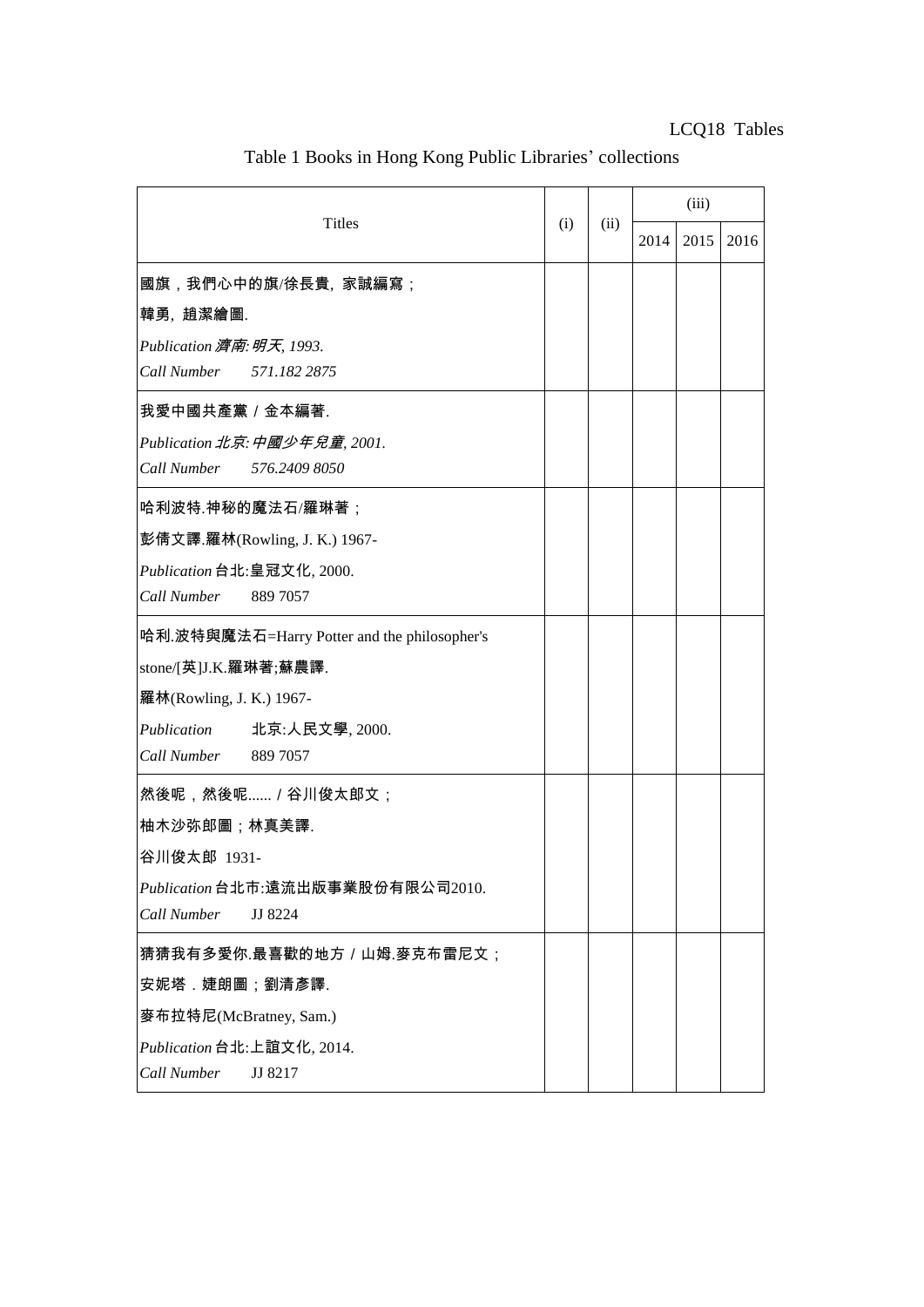LCQ18 Tables

Table 1 Books in Hong Kong Public Libraries' collections

| Titles | (i) | (ii) | (iii) | | |
|---|---|---|---|---|---|
| | | | 2014 | 2015 | 2016 |
| 國旗，我們心中的旗/徐長貴, 家誠編寫；<br>韓勇, 趙潔繪圖.<br>*Publication 濟南: 明天, 1993.*<br>*Call Number 571.182 2875* | | | | | |
| 我愛中國共產黨 / 金本編著.<br>*Publication 北京: 中國少年兒童, 2001.*<br>*Call Number 576.2409 8050* | | | | | |
| 哈利波特.神秘的魔法石/羅琳著；<br>彭倩文譯.羅林(Rowling, J. K.) 1967-<br>*Publication* 台北:皇冠文化, 2000.<br>*Call Number* 889 7057 | | | | | |
| 哈利.波特與魔法石=Harry Potter and the philosopher's stone/[英]J.K.羅琳著;蘇農譯.<br>羅林(Rowling, J. K.) 1967-<br>*Publication* 北京:人民文學, 2000.<br>*Call Number* 889 7057 | | | | | |
| 然後呢，然後呢...... / 谷川俊太郎文；<br>柚木沙弥郎圖；林真美譯.<br>谷川俊太郎 1931-<br>*Publication* 台北市:遠流出版事業股份有限公司2010.<br>*Call Number* JJ 8224 | | | | | |
| 猜猜我有多愛你.最喜歡的地方 / 山姆.麥克布雷尼文；<br>安妮塔．婕朗圖；劉清彥譯.<br>麥布拉特尼(McBratney, Sam.)<br>*Publication* 台北:上誼文化, 2014.<br>*Call Number* JJ 8217 | | | | | |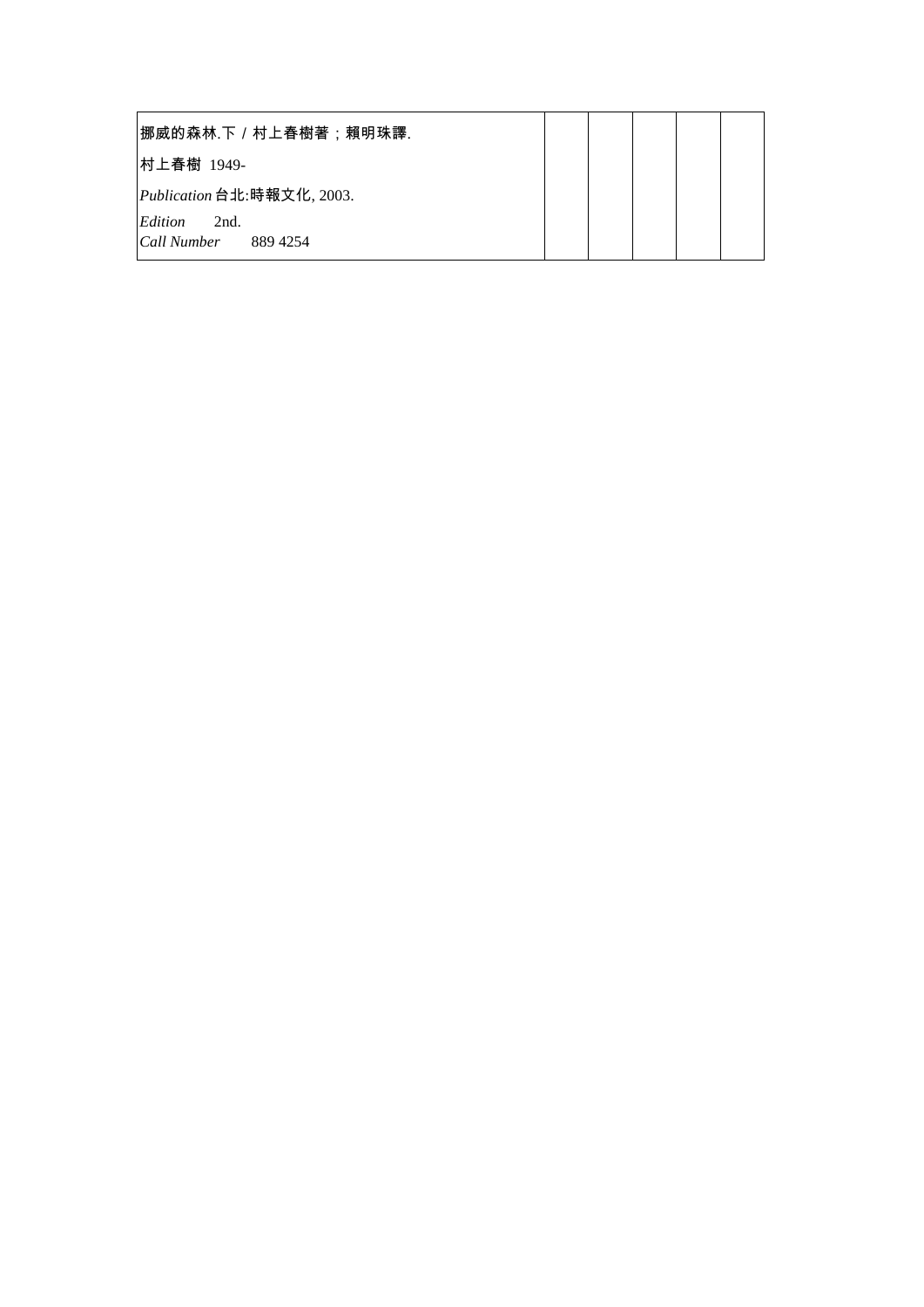| 挪威的森林.下 / 村上春樹著；賴明珠譯.<br>村上春樹 1949-<br>*Publication* 台北:時報文化, 2003.<br>*Edition* 2nd.<br>*Call Number* 889 4254 | | | | | |
|---|---|---|---|---|---|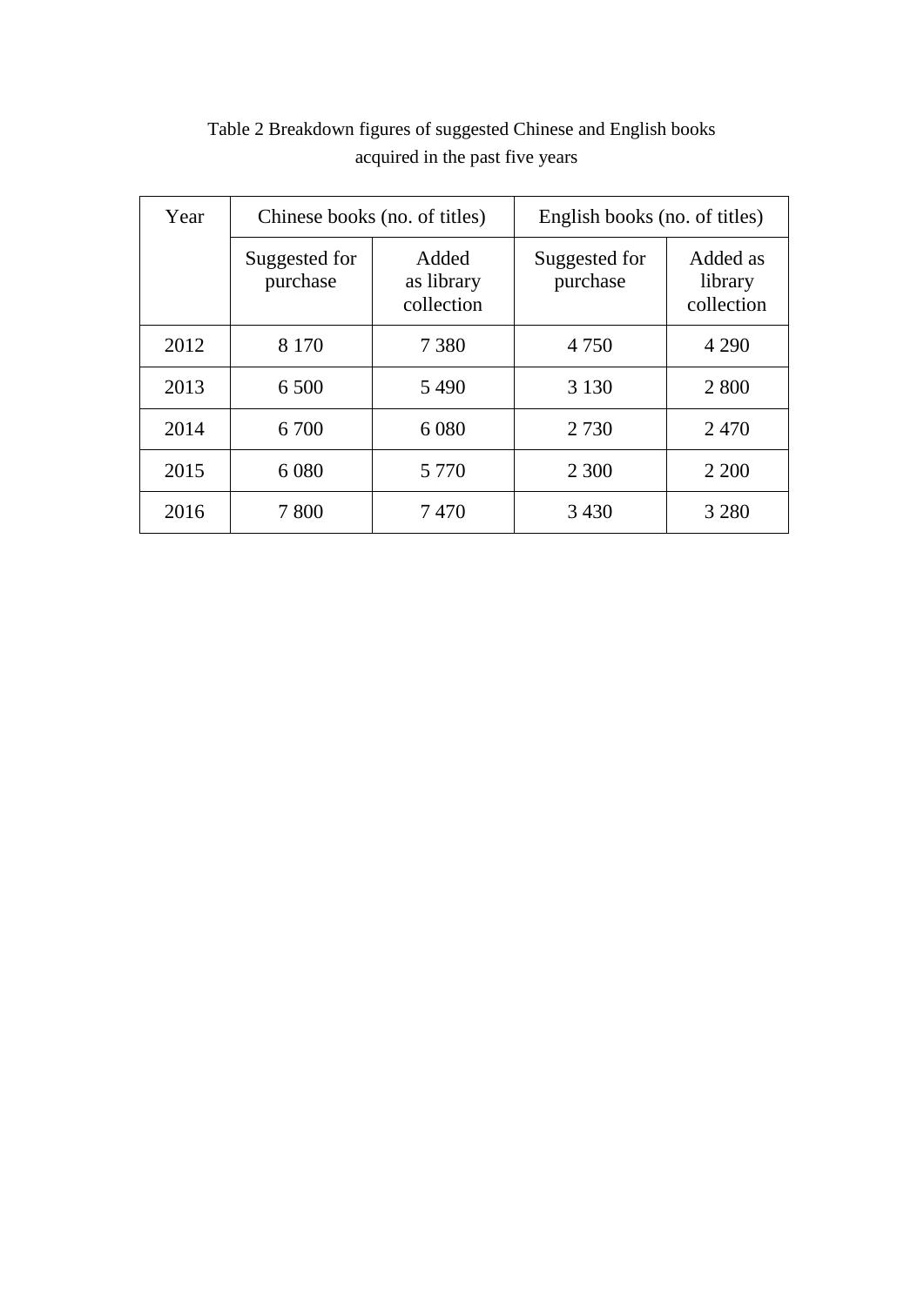Table 2 Breakdown figures of suggested Chinese and English books acquired in the past five years

| Year | Chinese books (no. of titles) | | English books (no. of titles) | |
|---|---|---|---|---|
| | Suggested for purchase | Added as library collection | Suggested for purchase | Added as library collection |
| 2012 | 8 170 | 7 380 | 4 750 | 4 290 |
| 2013 | 6 500 | 5 490 | 3 130 | 2 800 |
| 2014 | 6 700 | 6 080 | 2 730 | 2 470 |
| 2015 | 6 080 | 5 770 | 2 300 | 2 200 |
| 2016 | 7 800 | 7 470 | 3 430 | 3 280 |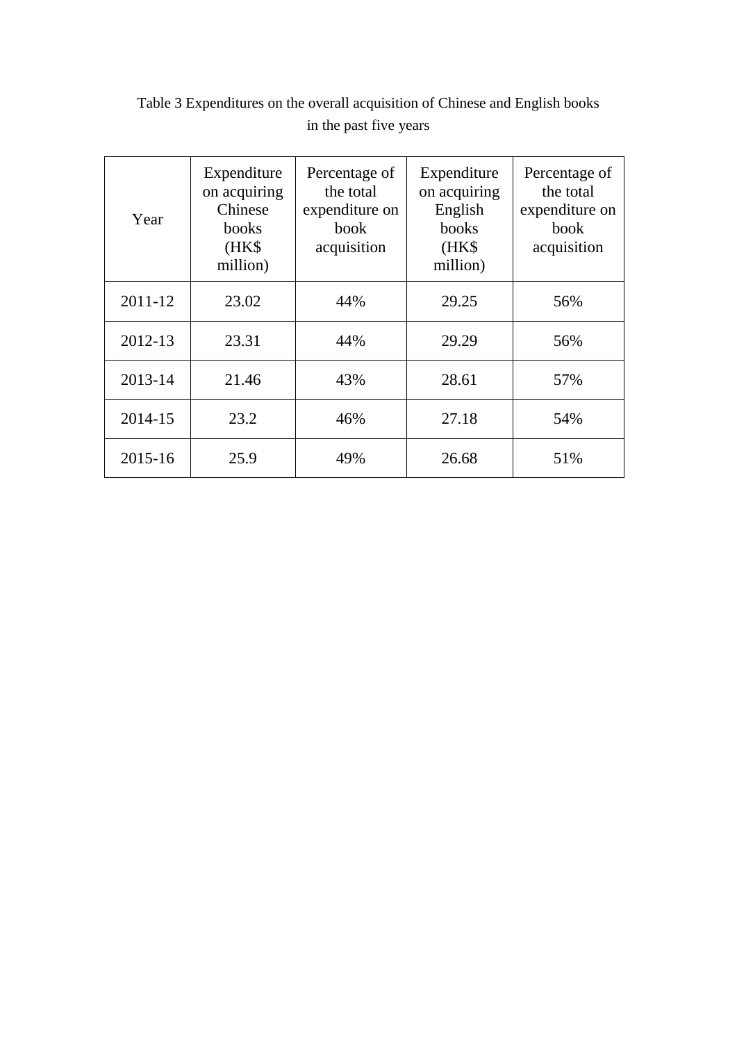Table 3 Expenditures on the overall acquisition of Chinese and English books in the past five years

| Year | Expenditure on acquiring Chinese books (HK$ million) | Percentage of the total expenditure on book acquisition | Expenditure on acquiring English books (HK$ million) | Percentage of the total expenditure on book acquisition |
|---|---|---|---|---|
| 2011-12 | 23.02 | 44% | 29.25 | 56% |
| 2012-13 | 23.31 | 44% | 29.29 | 56% |
| 2013-14 | 21.46 | 43% | 28.61 | 57% |
| 2014-15 | 23.2 | 46% | 27.18 | 54% |
| 2015-16 | 25.9 | 49% | 26.68 | 51% |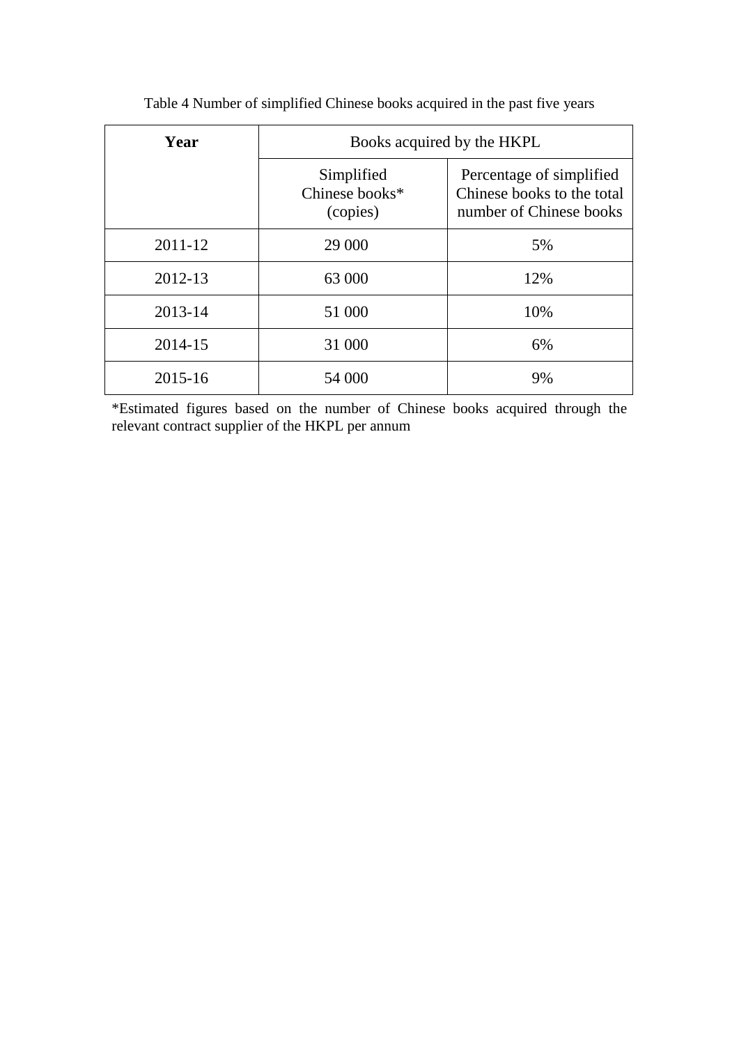Table 4 Number of simplified Chinese books acquired in the past five years

| **Year** | Books acquired by the HKPL | |
|---|---|---|
| | Simplified Chinese books* (copies) | Percentage of simplified Chinese books to the total number of Chinese books |
| 2011-12 | 29 000 | 5% |
| 2012-13 | 63 000 | 12% |
| 2013-14 | 51 000 | 10% |
| 2014-15 | 31 000 | 6% |
| 2015-16 | 54 000 | 9% |

*Estimated figures based on the number of Chinese books acquired through the relevant contract supplier of the HKPL per annum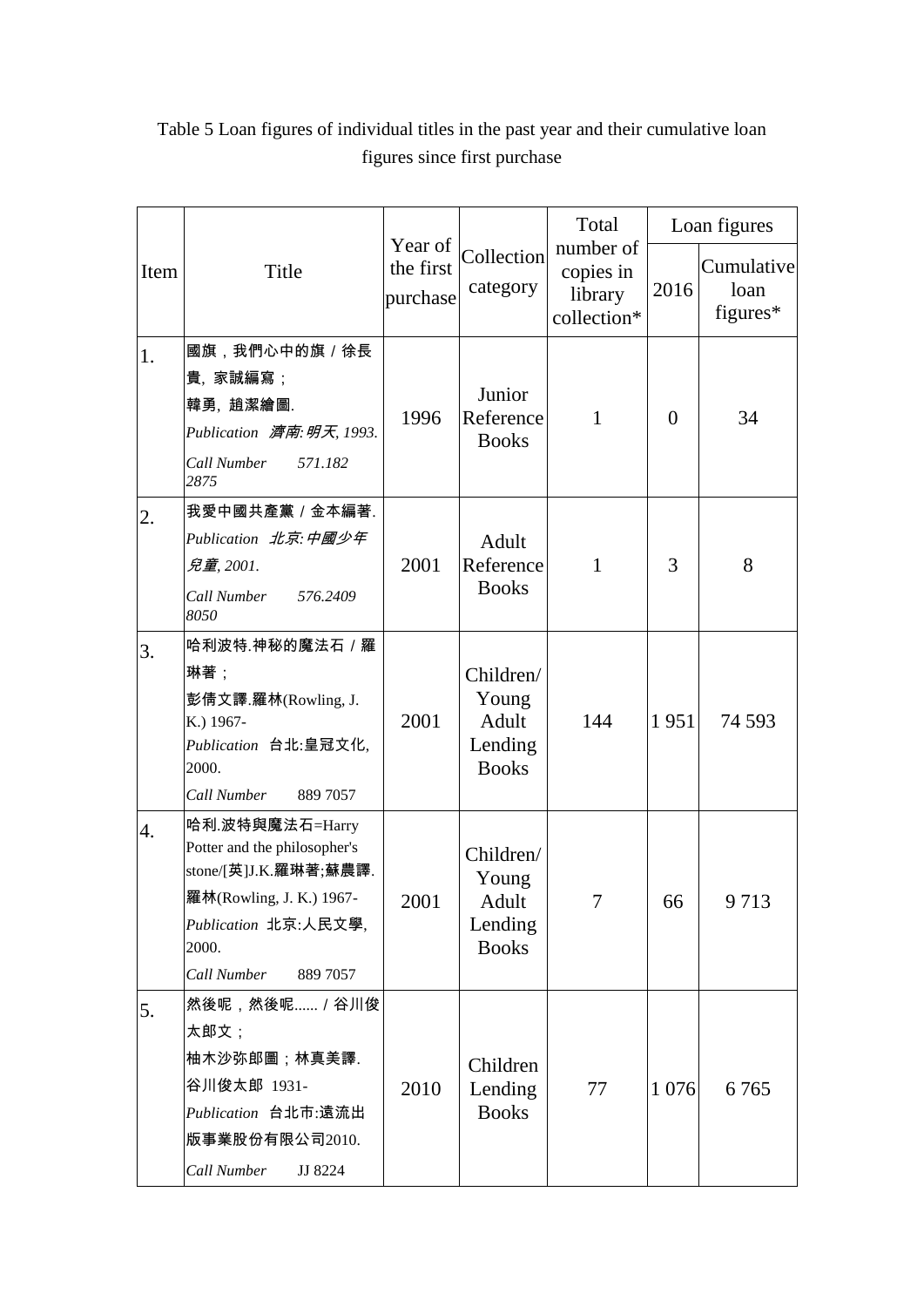Table 5 Loan figures of individual titles in the past year and their cumulative loan figures since first purchase

| Item | Title | Year of the first purchase | Collection category | Total number of copies in library collection* | Loan figures | |
|---|---|---|---|---|---|---|
| | | | | | 2016 | Cumulative loan figures* |
| 1. | 國旗，我們心中的旗 / 徐長貴, 家誠編寫；韓勇, 趙潔繪圖. *Publication 濟南: 明天, 1993.* *Call Number 571.182 2875* | 1996 | Junior Reference Books | 1 | 0 | 34 |
| 2. | 我愛中國共產黨 / 金本編著. *Publication 北京: 中國少年兒童, 2001.* *Call Number 576.2409 8050* | 2001 | Adult Reference Books | 1 | 3 | 8 |
| 3. | 哈利波特.神秘的魔法石 / 羅琳著；彭倩文譯.羅林(Rowling, J. K.) 1967- *Publication* 台北:皇冠文化, 2000. *Call Number* 889 7057 | 2001 | Children/ Young Adult Lending Books | 144 | 1 951 | 74 593 |
| 4. | 哈利.波特與魔法石=Harry Potter and the philosopher's stone/[英]J.K.羅琳著;蘇農譯. 羅林(Rowling, J. K.) 1967- *Publication* 北京:人民文學, 2000. *Call Number* 889 7057 | 2001 | Children/ Young Adult Lending Books | 7 | 66 | 9 713 |
| 5. | 然後呢，然後呢...... / 谷川俊太郎文；柚木沙弥郎圖；林真美譯. 谷川俊太郎 1931- *Publication* 台北市:遠流出版事業股份有限公司2010. *Call Number* JJ 8224 | 2010 | Children Lending Books | 77 | 1 076 | 6 765 |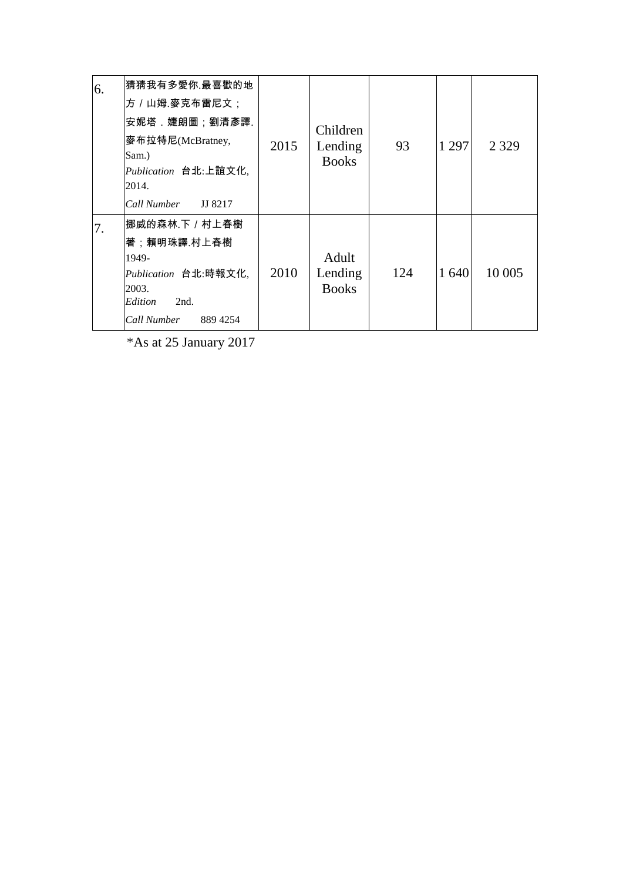| | | | | | | |
|---|---|---|---|---|---|---|
| 6. | 猜猜我有多愛你.最喜歡的地方 / 山姆.麥克布雷尼文；安妮塔．婕朗圖；劉清彥譯. 麥布拉特尼(McBratney, Sam.) *Publication* 台北:上誼文化, 2014. *Call Number* JJ 8217 | 2015 | Children Lending Books | 93 | 1 297 | 2 329 |
| 7. | 挪威的森林.下 / 村上春樹著；賴明珠譯.村上春樹 1949- *Publication* 台北:時報文化, 2003. *Edition* 2nd. *Call Number* 889 4254 | 2010 | Adult Lending Books | 124 | 1 640 | 10 005 |

*As at 25 January 2017